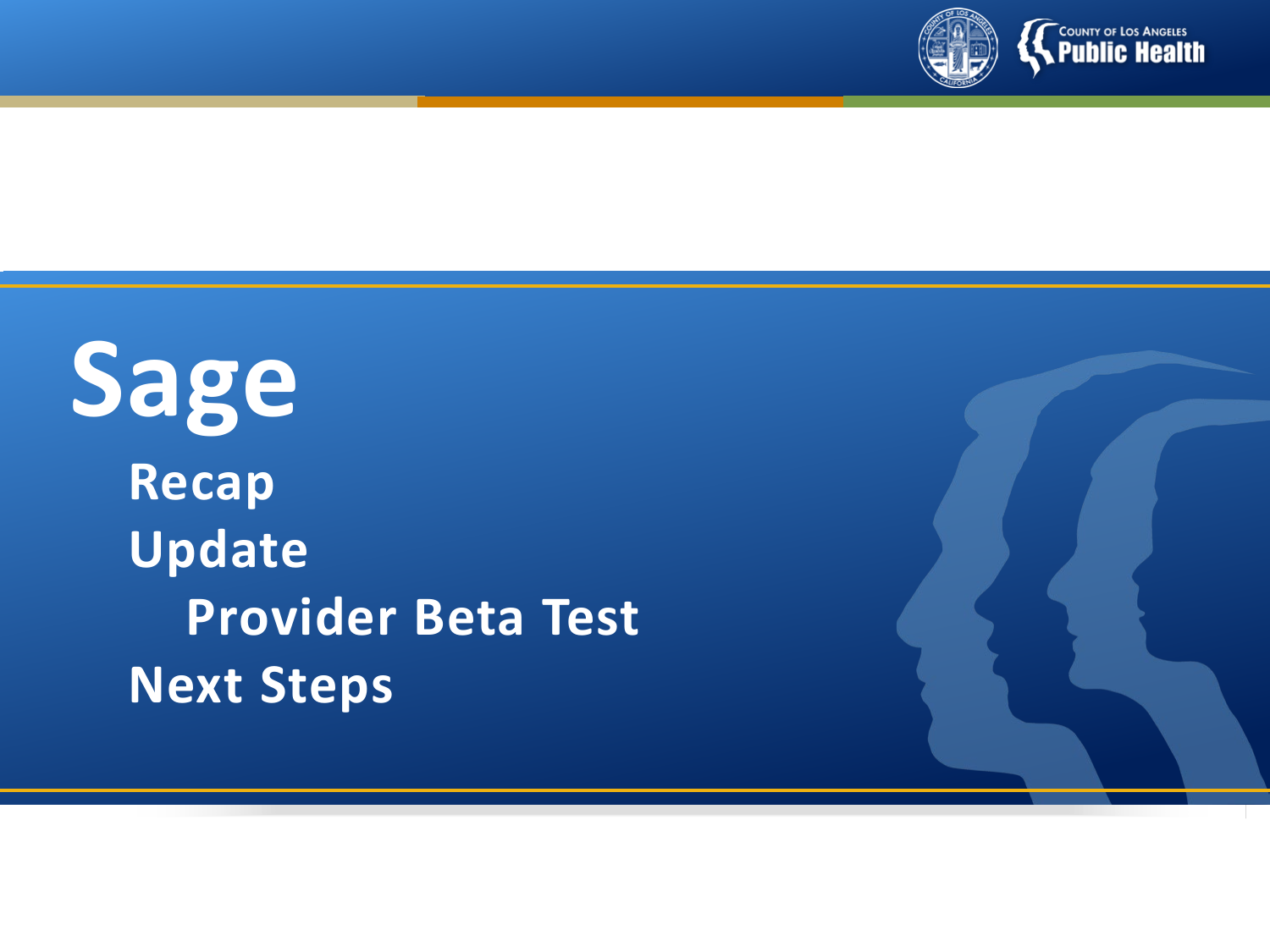# Sage

- Recap
- Update
  - Provider Beta Test
- Next Steps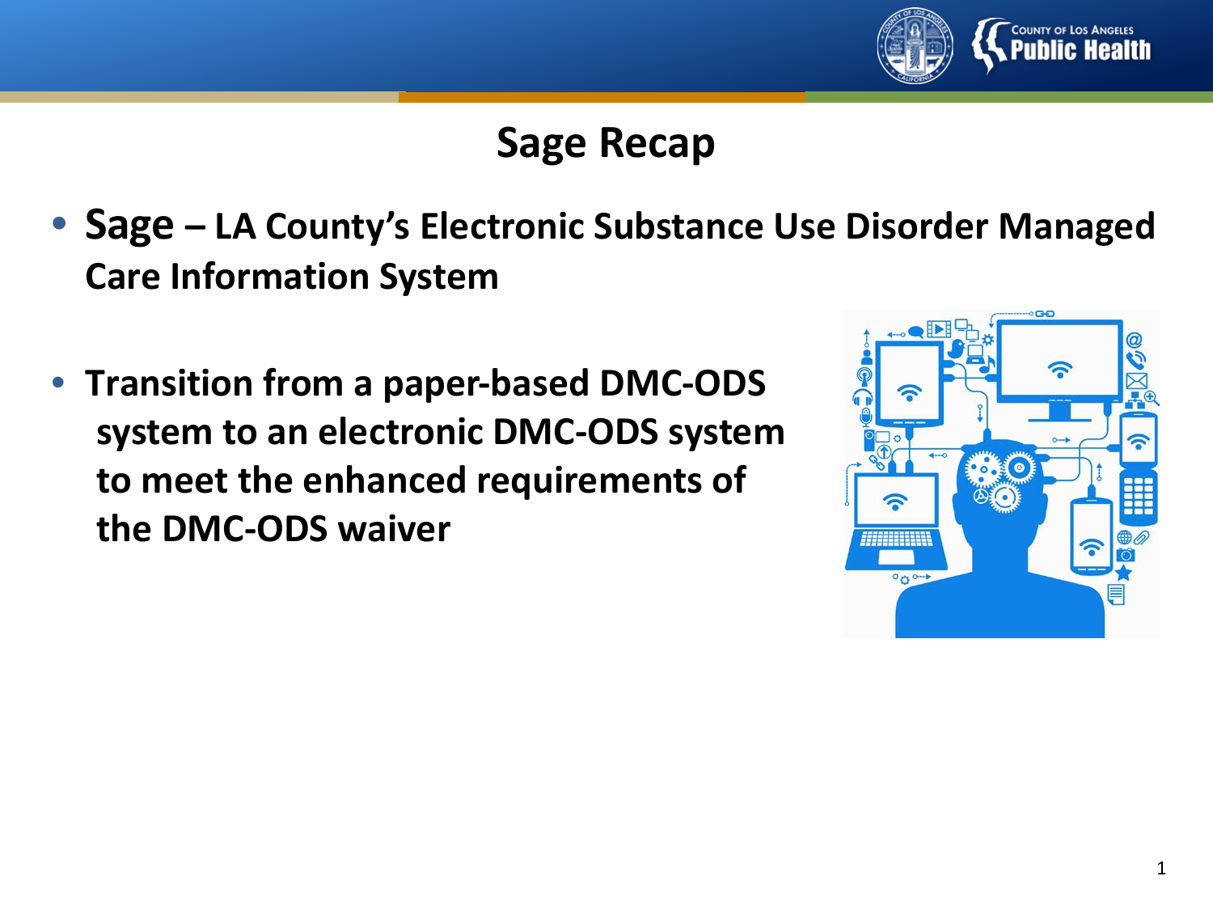# Sage Recap

- **Sage – LA County's Electronic Substance Use Disorder Managed Care Information System**

- **Transition from a paper-based DMC-ODS system to an electronic DMC-ODS system to meet the enhanced requirements of the DMC-ODS waiver**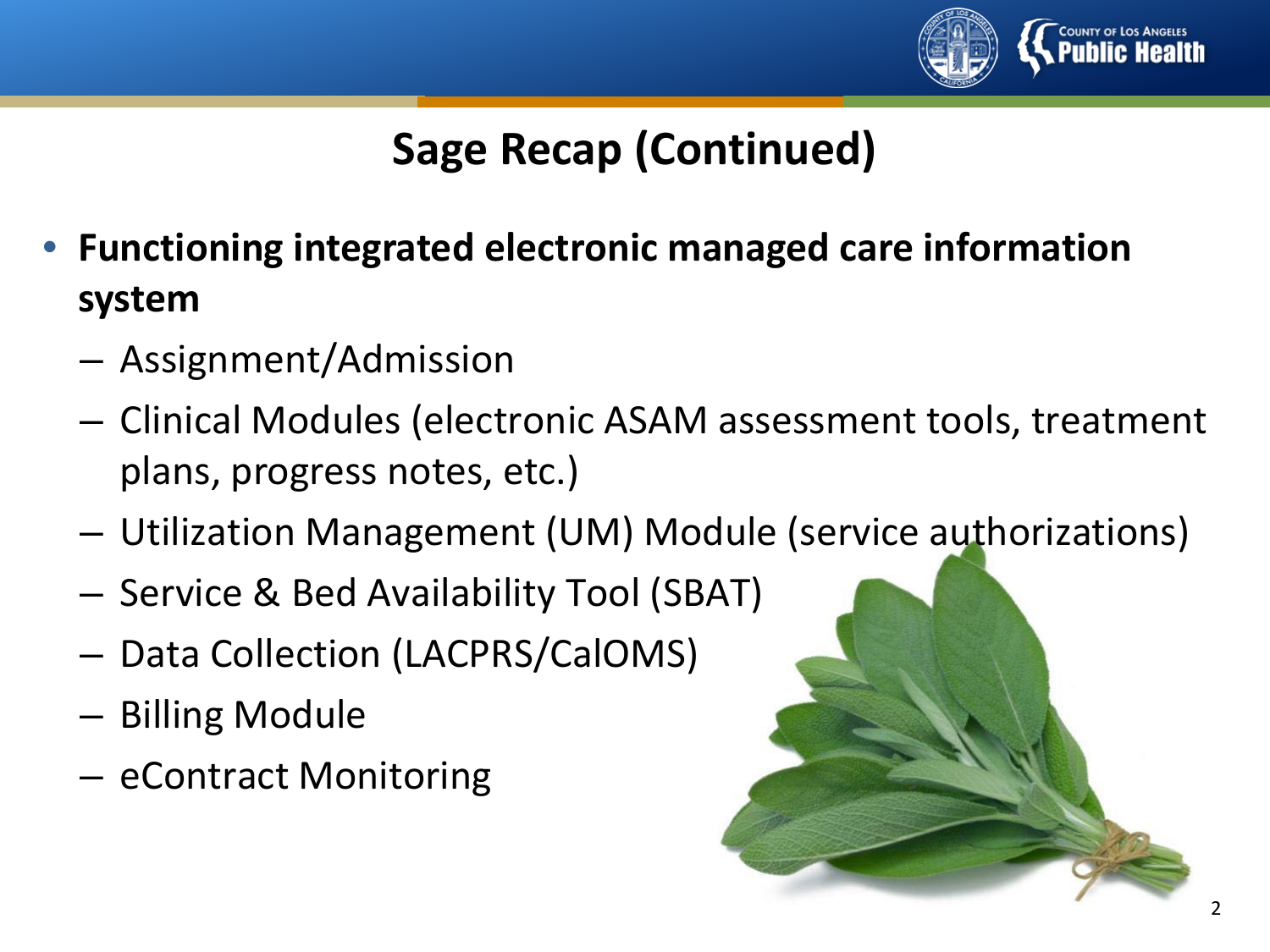# Sage Recap (Continued)

- **Functioning integrated electronic managed care information system**
  - Assignment/Admission
  - Clinical Modules (electronic ASAM assessment tools, treatment plans, progress notes, etc.)
  - Utilization Management (UM) Module (service authorizations)
  - Service & Bed Availability Tool (SBAT)
  - Data Collection (LACPRS/CalOMS)
  - Billing Module
  - eContract Monitoring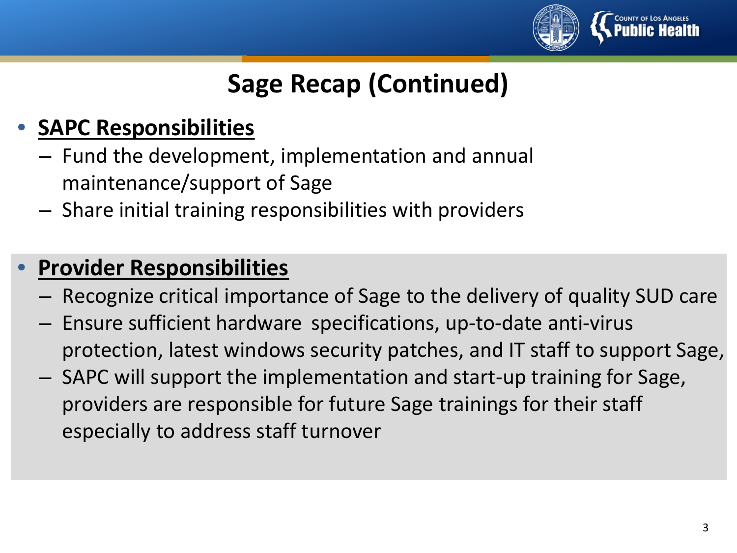# Sage Recap (Continued)

- **SAPC Responsibilities**
  - Fund the development, implementation and annual maintenance/support of Sage
  - Share initial training responsibilities with providers

- **Provider Responsibilities**
  - Recognize critical importance of Sage to the delivery of quality SUD care
  - Ensure sufficient hardware specifications, up-to-date anti-virus protection, latest windows security patches, and IT staff to support Sage,
  - SAPC will support the implementation and start-up training for Sage, providers are responsible for future Sage trainings for their staff especially to address staff turnover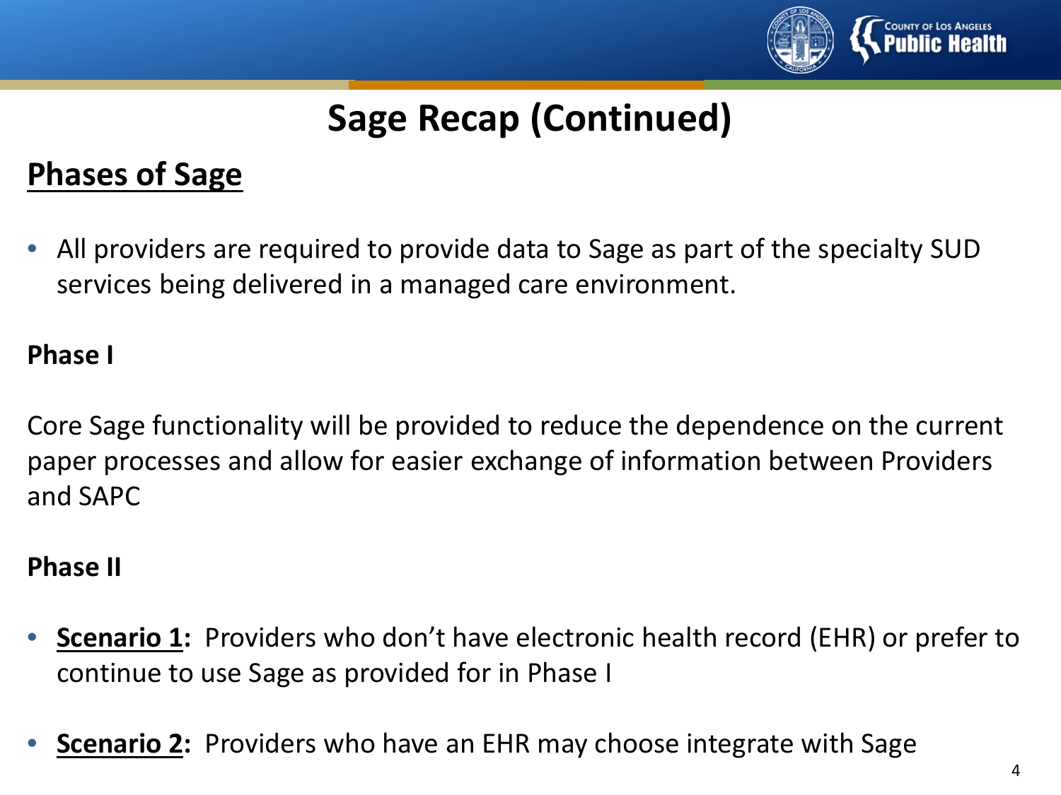# Sage Recap (Continued)

## Phases of Sage

- All providers are required to provide data to Sage as part of the specialty SUD services being delivered in a managed care environment.

**Phase I**

Core Sage functionality will be provided to reduce the dependence on the current paper processes and allow for easier exchange of information between Providers and SAPC

**Phase II**

- **Scenario 1:** Providers who don't have electronic health record (EHR) or prefer to continue to use Sage as provided for in Phase I
- **Scenario 2:** Providers who have an EHR may choose integrate with Sage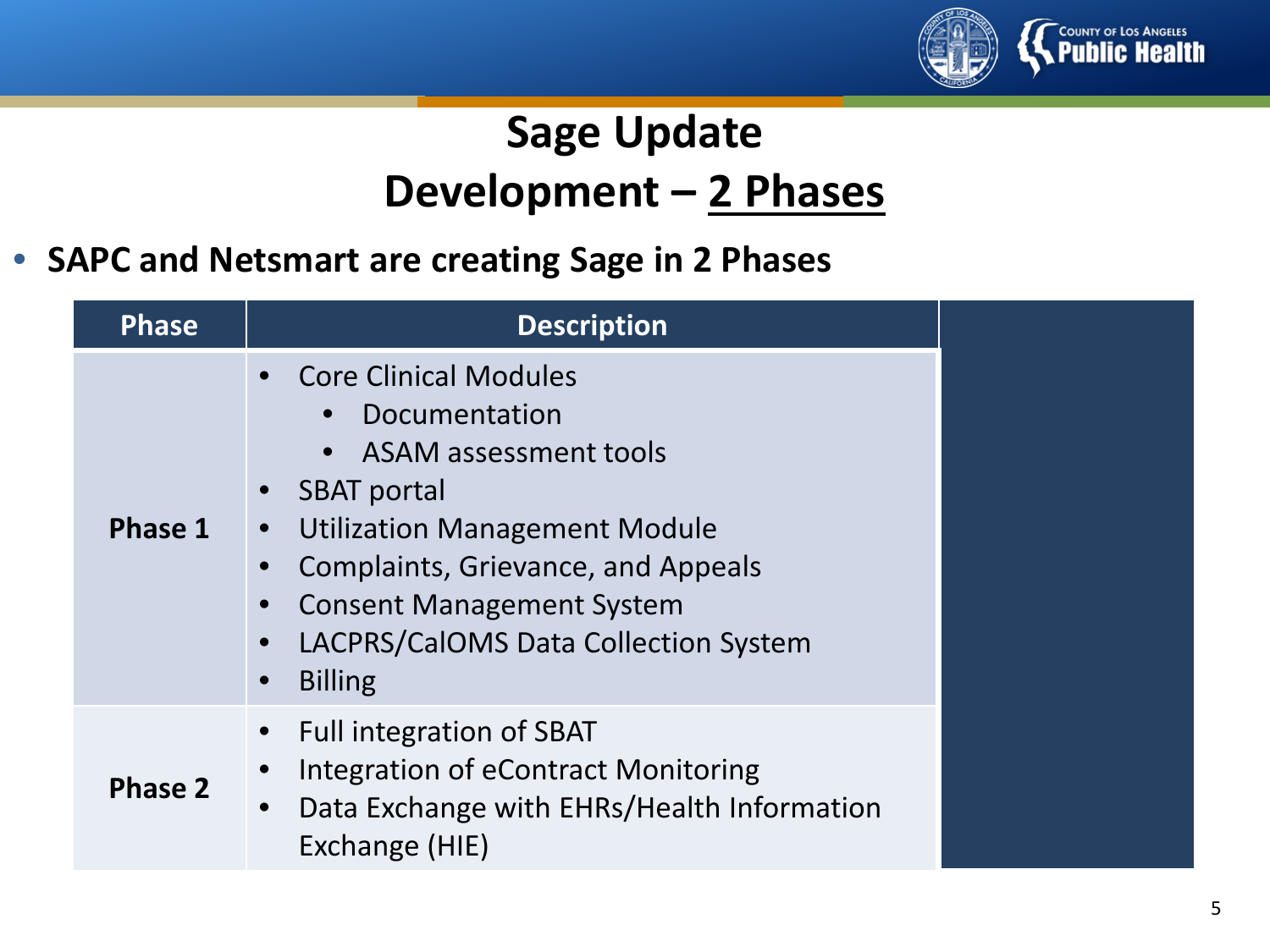# Sage Update

## Development – 2 Phases

- **SAPC and Netsmart are creating Sage in 2 Phases**

| Phase | Description |
|---|---|
| **Phase 1** | • Core Clinical Modules<br>  • Documentation<br>  • ASAM assessment tools<br>• SBAT portal<br>• Utilization Management Module<br>• Complaints, Grievance, and Appeals<br>• Consent Management System<br>• LACPRS/CalOMS Data Collection System<br>• Billing |
| **Phase 2** | • Full integration of SBAT<br>• Integration of eContract Monitoring<br>• Data Exchange with EHRs/Health Information Exchange (HIE) |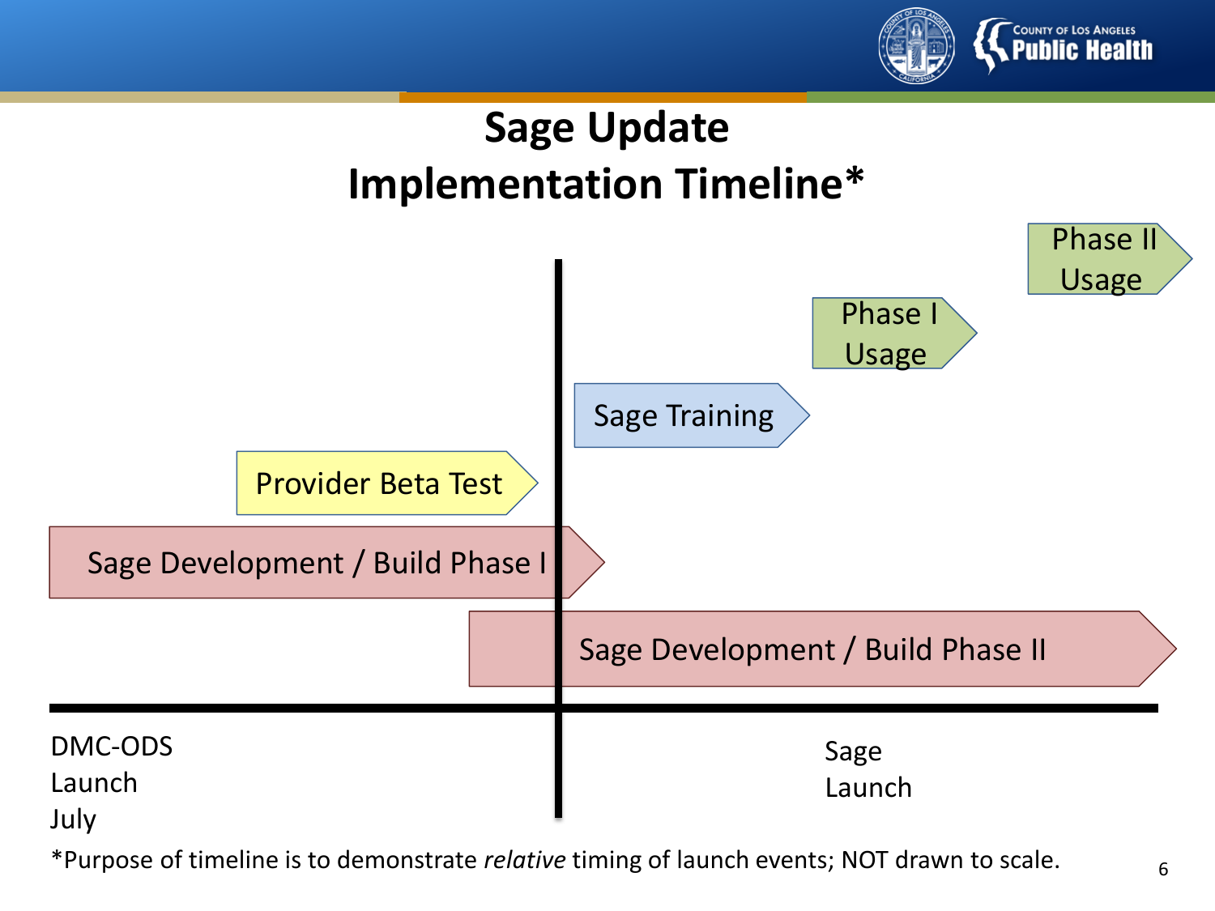# Sage Update
# Implementation Timeline*

Phase II Usage

Phase I Usage

Sage Training

Provider Beta Test

Sage Development / Build Phase I

Sage Development / Build Phase II

DMC-ODS Launch July

Sage Launch

*Purpose of timeline is to demonstrate *relative* timing of launch events; NOT drawn to scale.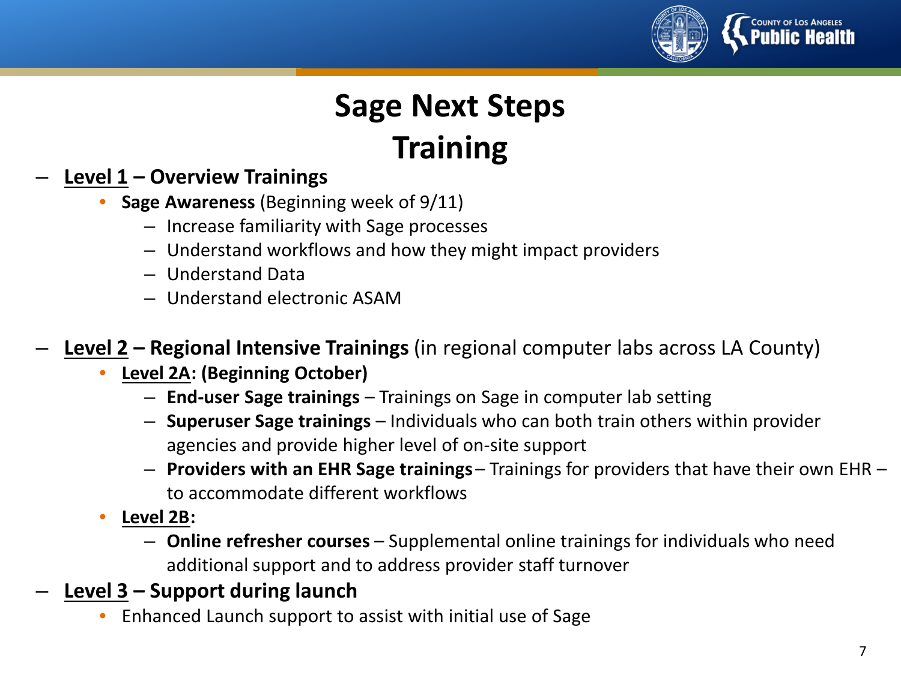# Sage Next Steps
# Training

- **Level 1 – Overview Trainings**
  - **Sage Awareness** (Beginning week of 9/11)
    - Increase familiarity with Sage processes
    - Understand workflows and how they might impact providers
    - Understand Data
    - Understand electronic ASAM

- **Level 2 – Regional Intensive Trainings** (in regional computer labs across LA County)
  - **Level 2A: (Beginning October)**
    - **End-user Sage trainings** – Trainings on Sage in computer lab setting
    - **Superuser Sage trainings** – Individuals who can both train others within provider agencies and provide higher level of on-site support
    - **Providers with an EHR Sage trainings** – Trainings for providers that have their own EHR – to accommodate different workflows
  - **Level 2B:**
    - **Online refresher courses** – Supplemental online trainings for individuals who need additional support and to address provider staff turnover

- **Level 3 – Support during launch**
  - Enhanced Launch support to assist with initial use of Sage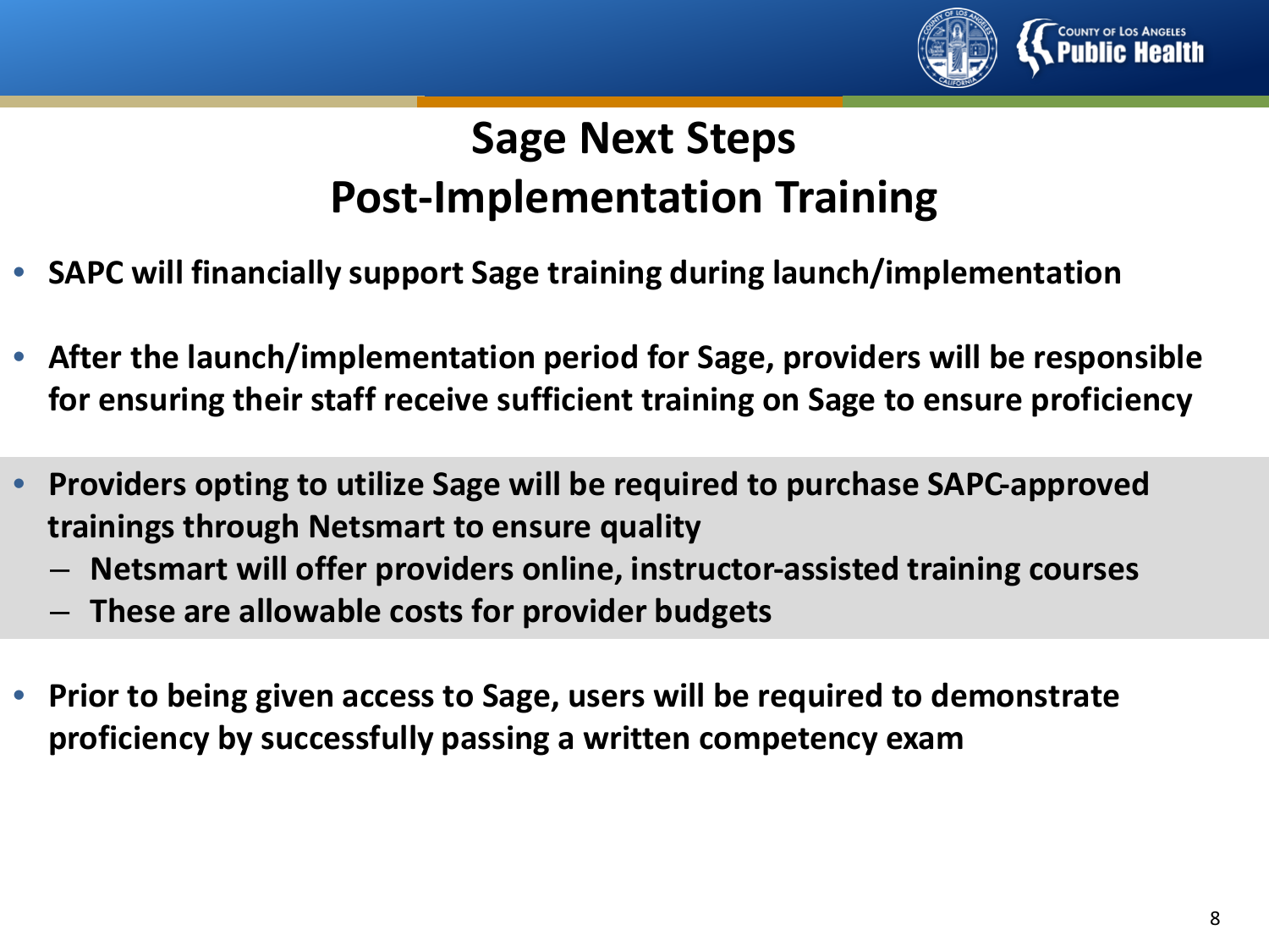# Sage Next Steps
## Post-Implementation Training

- **SAPC will financially support Sage training during launch/implementation**
- **After the launch/implementation period for Sage, providers will be responsible for ensuring their staff receive sufficient training on Sage to ensure proficiency**
- **Providers opting to utilize Sage will be required to purchase SAPC-approved trainings through Netsmart to ensure quality**
  - **Netsmart will offer providers online, instructor-assisted training courses**
  - **These are allowable costs for provider budgets**
- **Prior to being given access to Sage, users will be required to demonstrate proficiency by successfully passing a written competency exam**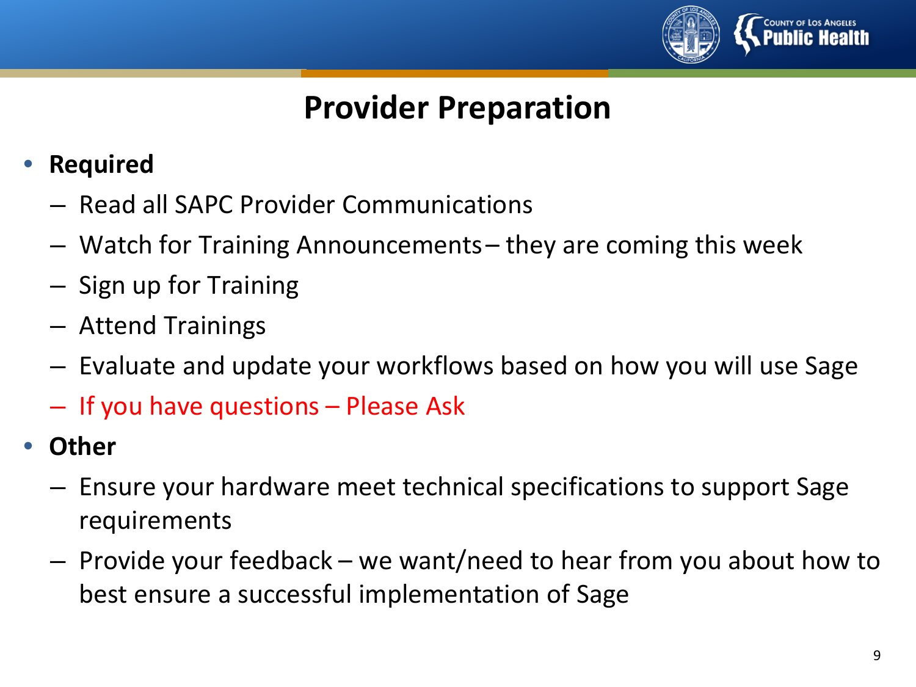# Provider Preparation

- **Required**
  - Read all SAPC Provider Communications
  - Watch for Training Announcements – they are coming this week
  - Sign up for Training
  - Attend Trainings
  - Evaluate and update your workflows based on how you will use Sage
  - If you have questions – Please Ask
- **Other**
  - Ensure your hardware meet technical specifications to support Sage requirements
  - Provide your feedback – we want/need to hear from you about how to best ensure a successful implementation of Sage